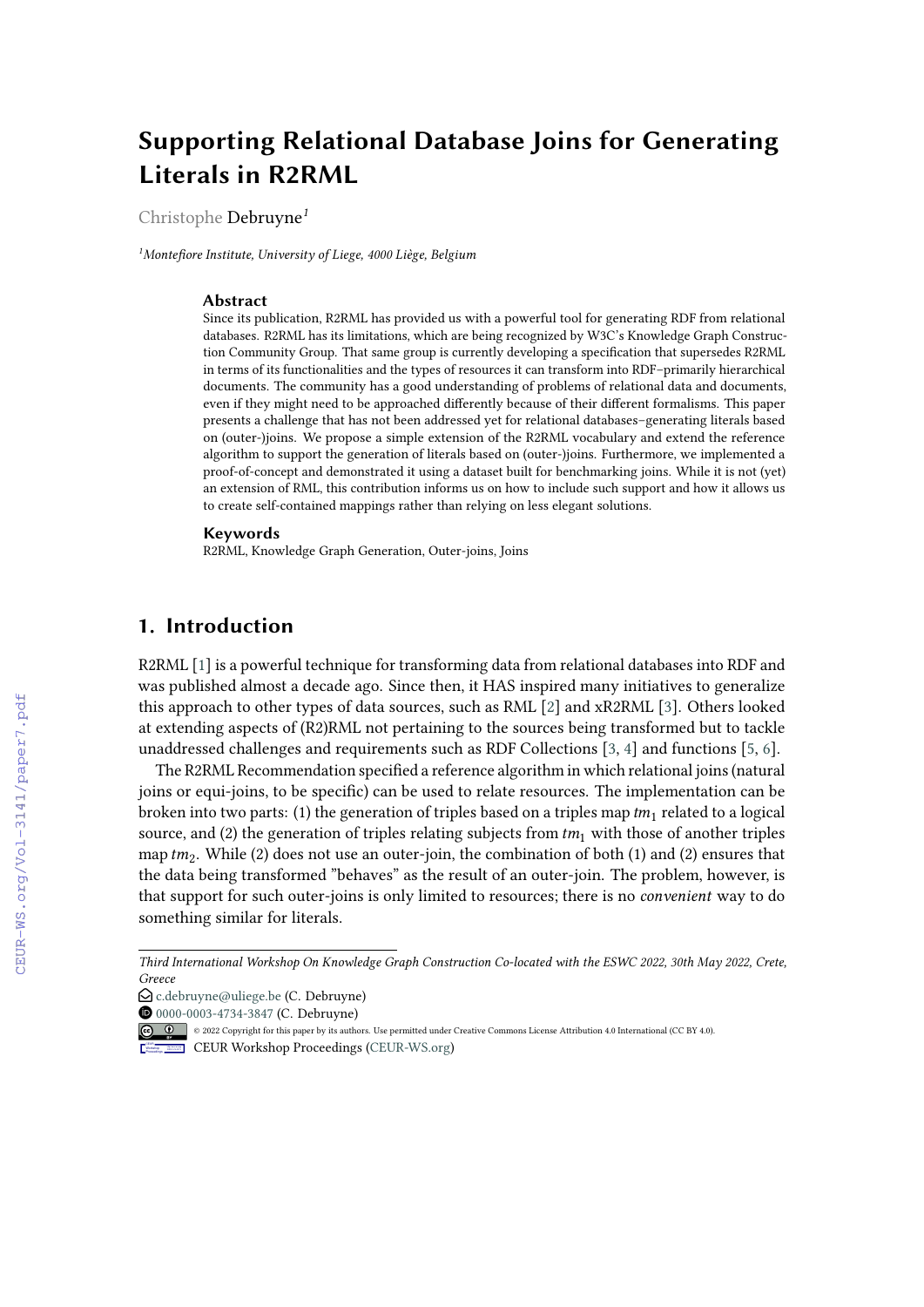# Supporting Relational Database Joins for Generating Literals in R2RML

Christophe Debruyne[1]

[1]Montefiore Institute, University of Liege, 4000 Liège, Belgium

### Abstract

Since its publication, R2RML has provided us with a powerful tool for generating RDF from relational databases. R2RML has its limitations, which are being recognized by W3C's Knowledge Graph Construction Community Group. That same group is currently developing a specification that supersedes R2RML in terms of its functionalities and the types of resources it can transform into RDF–primarily hierarchical documents. The community has a good understanding of problems of relational data and documents, even if they might need to be approached differently because of their different formalisms. This paper presents a challenge that has not been addressed yet for relational databases–generating literals based on (outer-)joins. We propose a simple extension of the R2RML vocabulary and extend the reference algorithm to support the generation of literals based on (outer-)joins. Furthermore, we implemented a proof-of-concept and demonstrated it using a dataset built for benchmarking joins. While it is not (yet) an extension of RML, this contribution informs us on how to include such support and how it allows us to create self-contained mappings rather than relying on less elegant solutions.

### Keywords

R2RML, Knowledge Graph Generation, Outer-joins, Joins

## 1. Introduction

R2RML [1] is a powerful technique for transforming data from relational databases into RDF and was published almost a decade ago. Since then, it HAS inspired many initiatives to generalize this approach to other types of data sources, such as RML [2] and xR2RML [3]. Others looked at extending aspects of (R2)RML not pertaining to the sources being transformed but to tackle unaddressed challenges and requirements such as RDF Collections [3, 4] and functions [5, 6].

The R2RML Recommendation specified a reference algorithm in which relational joins (natural joins or equi-joins, to be specific) can be used to relate resources. The implementation can be broken into two parts: (1) the generation of triples based on a triples map $tm_1$ related to a logical source, and (2) the generation of triples relating subjects from $tm_1$ with those of another triples map $tm_2$. While (2) does not use an outer-join, the combination of both (1) and (2) ensures that the data being transformed "behaves" as the result of an outer-join. The problem, however, is that support for such outer-joins is only limited to resources; there is no *convenient* way to do something similar for literals.

---

*Third International Workshop On Knowledge Graph Construction Co-located with the ESWC 2022, 30th May 2022, Crete, Greece*

c.debruyne@uliege.be (C. Debruyne)

0000-0003-4734-3847 (C. Debruyne)

© 2022 Copyright for this paper by its authors. Use permitted under Creative Commons License Attribution 4.0 International (CC BY 4.0).

CEUR Workshop Proceedings (CEUR-WS.org)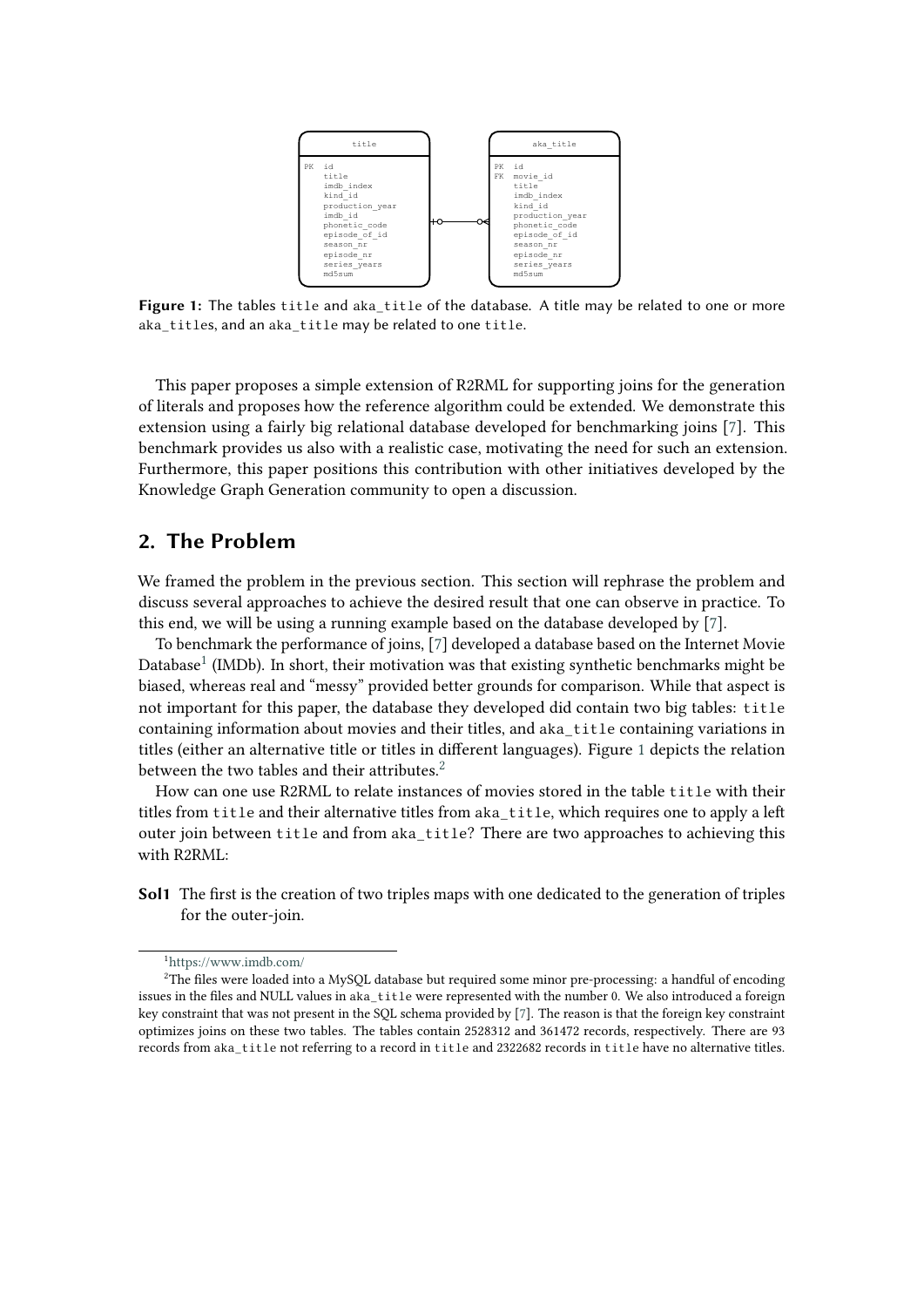**Figure 1:** The tables `title` and `aka_title` of the database. A title may be related to one or more `aka_title`s, and an `aka_title` may be related to one `title`.

This paper proposes a simple extension of R2RML for supporting joins for the generation of literals and proposes how the reference algorithm could be extended. We demonstrate this extension using a fairly big relational database developed for benchmarking joins [7]. This benchmark provides us also with a realistic case, motivating the need for such an extension. Furthermore, this paper positions this contribution with other initiatives developed by the Knowledge Graph Generation community to open a discussion.

## 2. The Problem

We framed the problem in the previous section. This section will rephrase the problem and discuss several approaches to achieve the desired result that one can observe in practice. To this end, we will be using a running example based on the database developed by [7].

To benchmark the performance of joins, [7] developed a database based on the Internet Movie Database[1] (IMDb). In short, their motivation was that existing synthetic benchmarks might be biased, whereas real and "messy" provided better grounds for comparison. While that aspect is not important for this paper, the database they developed did contain two big tables: `title` containing information about movies and their titles, and `aka_title` containing variations in titles (either an alternative title or titles in different languages). Figure 1 depicts the relation between the two tables and their attributes.[2]

How can one use R2RML to relate instances of movies stored in the table `title` with their titles from `title` and their alternative titles from `aka_title`, which requires one to apply a left outer join between `title` and from `aka_title`? There are two approaches to achieving this with R2RML:

**Sol1** The first is the creation of two triples maps with one dedicated to the generation of triples for the outer-join.

[1] https://www.imdb.com/

[2] The files were loaded into a MySQL database but required some minor pre-processing: a handful of encoding issues in the files and NULL values in `aka_title` were represented with the number 0. We also introduced a foreign key constraint that was not present in the SQL schema provided by [7]. The reason is that the foreign key constraint optimizes joins on these two tables. The tables contain 2528312 and 361472 records, respectively. There are 93 records from `aka_title` not referring to a record in `title` and 2322682 records in `title` have no alternative titles.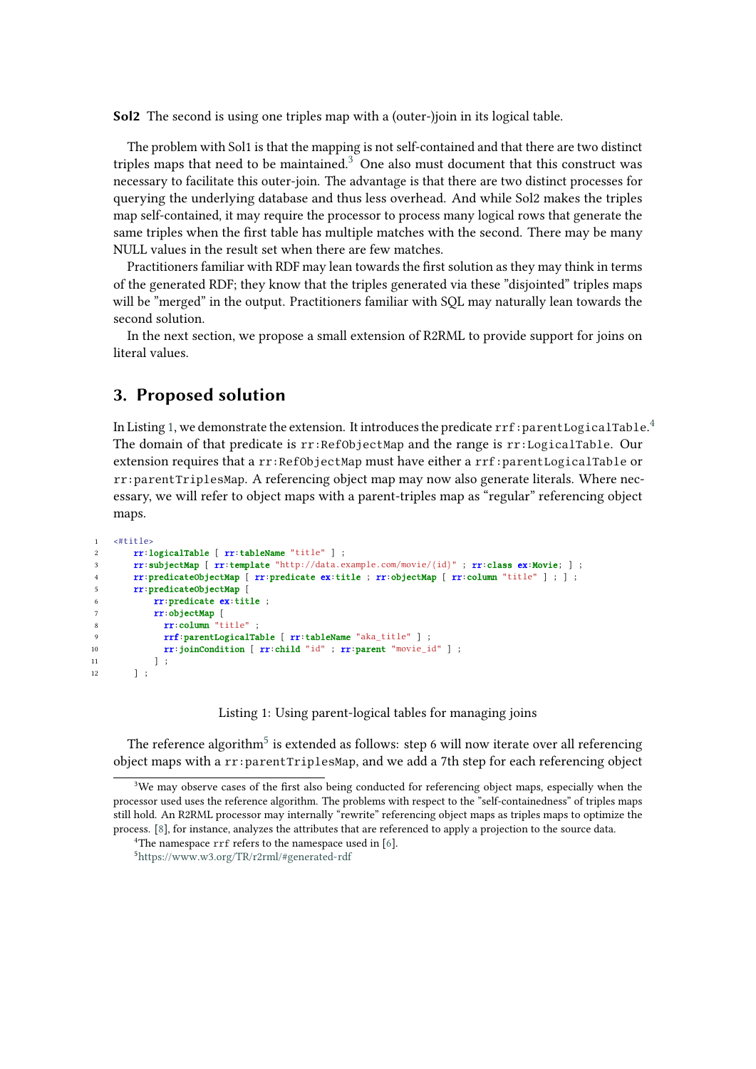**Sol2** The second is using one triples map with a (outer-)join in its logical table.

The problem with Sol1 is that the mapping is not self-contained and that there are two distinct triples maps that need to be maintained.[3] One also must document that this construct was necessary to facilitate this outer-join. The advantage is that there are two distinct processes for querying the underlying database and thus less overhead. And while Sol2 makes the triples map self-contained, it may require the processor to process many logical rows that generate the same triples when the first table has multiple matches with the second. There may be many NULL values in the result set when there are few matches.

Practitioners familiar with RDF may lean towards the first solution as they may think in terms of the generated RDF; they know that the triples generated via these "disjointed" triples maps will be "merged" in the output. Practitioners familiar with SQL may naturally lean towards the second solution.

In the next section, we propose a small extension of R2RML to provide support for joins on literal values.

## 3. Proposed solution

In Listing 1, we demonstrate the extension. It introduces the predicate `rrf:parentLogicalTable`.[4] The domain of that predicate is `rr:RefObjectMap` and the range is `rr:LogicalTable`. Our extension requires that a `rr:RefObjectMap` must have either a `rrf:parentLogicalTable` or `rr:parentTriplesMap`. A referencing object map may now also generate literals. Where necessary, we will refer to object maps with a parent-triples map as "regular" referencing object maps.

```
1  <#title>
2      rr:logicalTable [ rr:tableName "title" ] ;
3      rr:subjectMap [ rr:template "http://data.example.com/movie/{id}" ; rr:class ex:Movie; ] ;
4      rr:predicateObjectMap [ rr:predicate ex:title ; rr:objectMap [ rr:column "title" ] ; ] ;
5      rr:predicateObjectMap [
6          rr:predicate ex:title ;
7          rr:objectMap [
8            rr:column "title" ;
9            rrf:parentLogicalTable [ rr:tableName "aka_title" ] ;
10           rr:joinCondition [ rr:child "id" ; rr:parent "movie_id" ] ;
11         ] ;
12     ] ;
```

Listing 1: Using parent-logical tables for managing joins

The reference algorithm[5] is extended as follows: step 6 will now iterate over all referencing object maps with a `rr:parentTriplesMap`, and we add a 7th step for each referencing object

[3] We may observe cases of the first also being conducted for referencing object maps, especially when the processor used uses the reference algorithm. The problems with respect to the "self-containedness" of triples maps still hold. An R2RML processor may internally "rewrite" referencing object maps as triples maps to optimize the process. [8], for instance, analyzes the attributes that are referenced to apply a projection to the source data.

[4] The namespace `rrf` refers to the namespace used in [6].

[5] https://www.w3.org/TR/r2rml/#generated-rdf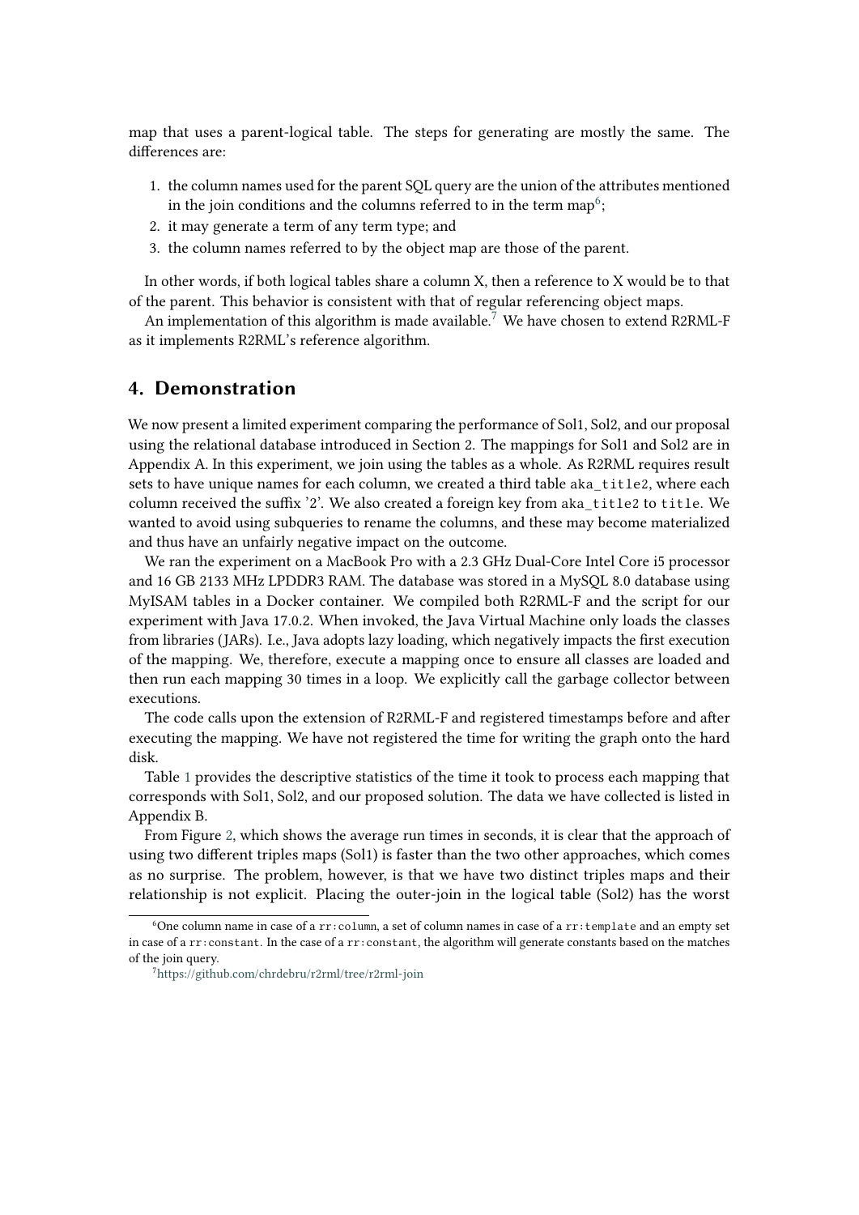map that uses a parent-logical table. The steps for generating are mostly the same. The differences are:

1. the column names used for the parent SQL query are the union of the attributes mentioned in the join conditions and the columns referred to in the term map[6];
2. it may generate a term of any term type; and
3. the column names referred to by the object map are those of the parent.

In other words, if both logical tables share a column X, then a reference to X would be to that of the parent. This behavior is consistent with that of regular referencing object maps.

An implementation of this algorithm is made available.[7] We have chosen to extend R2RML-F as it implements R2RML's reference algorithm.

## 4. Demonstration

We now present a limited experiment comparing the performance of Sol1, Sol2, and our proposal using the relational database introduced in Section 2. The mappings for Sol1 and Sol2 are in Appendix A. In this experiment, we join using the tables as a whole. As R2RML requires result sets to have unique names for each column, we created a third table `aka_title2`, where each column received the suffix '2'. We also created a foreign key from `aka_title2` to `title`. We wanted to avoid using subqueries to rename the columns, and these may become materialized and thus have an unfairly negative impact on the outcome.

We ran the experiment on a MacBook Pro with a 2.3 GHz Dual-Core Intel Core i5 processor and 16 GB 2133 MHz LPDDR3 RAM. The database was stored in a MySQL 8.0 database using MyISAM tables in a Docker container. We compiled both R2RML-F and the script for our experiment with Java 17.0.2. When invoked, the Java Virtual Machine only loads the classes from libraries (JARs). I.e., Java adopts lazy loading, which negatively impacts the first execution of the mapping. We, therefore, execute a mapping once to ensure all classes are loaded and then run each mapping 30 times in a loop. We explicitly call the garbage collector between executions.

The code calls upon the extension of R2RML-F and registered timestamps before and after executing the mapping. We have not registered the time for writing the graph onto the hard disk.

Table 1 provides the descriptive statistics of the time it took to process each mapping that corresponds with Sol1, Sol2, and our proposed solution. The data we have collected is listed in Appendix B.

From Figure 2, which shows the average run times in seconds, it is clear that the approach of using two different triples maps (Sol1) is faster than the two other approaches, which comes as no surprise. The problem, however, is that we have two distinct triples maps and their relationship is not explicit. Placing the outer-join in the logical table (Sol2) has the worst

---

[6] One column name in case of a `rr:column`, a set of column names in case of a `rr:template` and an empty set in case of a `rr:constant`. In the case of a `rr:constant`, the algorithm will generate constants based on the matches of the join query.

[7] https://github.com/chrdebru/r2rml/tree/r2rml-join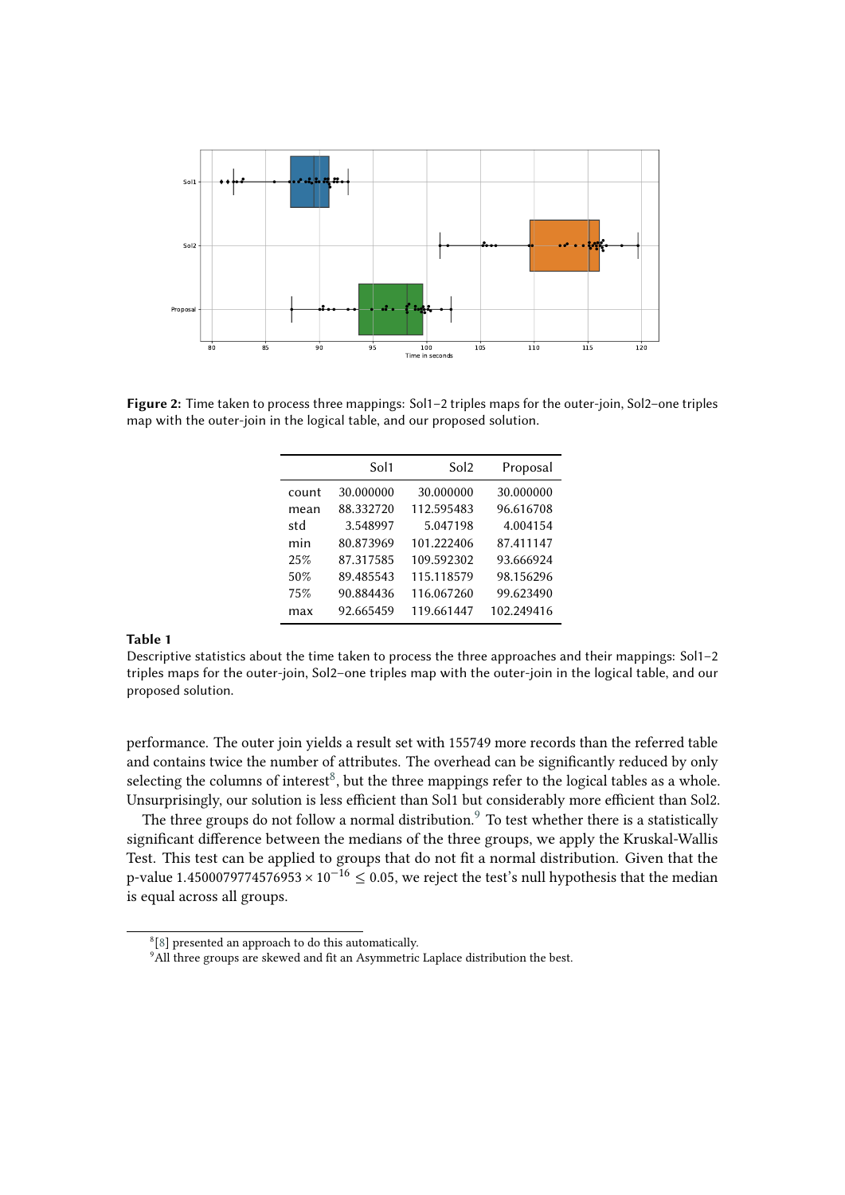**Figure 2:** Time taken to process three mappings: Sol1–2 triples maps for the outer-join, Sol2–one triples map with the outer-join in the logical table, and our proposed solution.

| | Sol1 | Sol2 | Proposal |
|---|---|---|---|
| count | 30.000000 | 30.000000 | 30.000000 |
| mean | 88.332720 | 112.595483 | 96.616708 |
| std | 3.548997 | 5.047198 | 4.004154 |
| min | 80.873969 | 101.222406 | 87.411147 |
| 25% | 87.317585 | 109.592302 | 93.666924 |
| 50% | 89.485543 | 115.118579 | 98.156296 |
| 75% | 90.884436 | 116.067260 | 99.623490 |
| max | 92.665459 | 119.661447 | 102.249416 |

**Table 1**

Descriptive statistics about the time taken to process the three approaches and their mappings: Sol1–2 triples maps for the outer-join, Sol2–one triples map with the outer-join in the logical table, and our proposed solution.

performance. The outer join yields a result set with 155749 more records than the referred table and contains twice the number of attributes. The overhead can be significantly reduced by only selecting the columns of interest[8], but the three mappings refer to the logical tables as a whole. Unsurprisingly, our solution is less efficient than Sol1 but considerably more efficient than Sol2.

The three groups do not follow a normal distribution.[9] To test whether there is a statistically significant difference between the medians of the three groups, we apply the Kruskal-Wallis Test. This test can be applied to groups that do not fit a normal distribution. Given that the p-value $1.4500079774576953 \times 10^{-16} \leq 0.05$, we reject the test's null hypothesis that the median is equal across all groups.

[8] [8] presented an approach to do this automatically.

[9] All three groups are skewed and fit an Asymmetric Laplace distribution the best.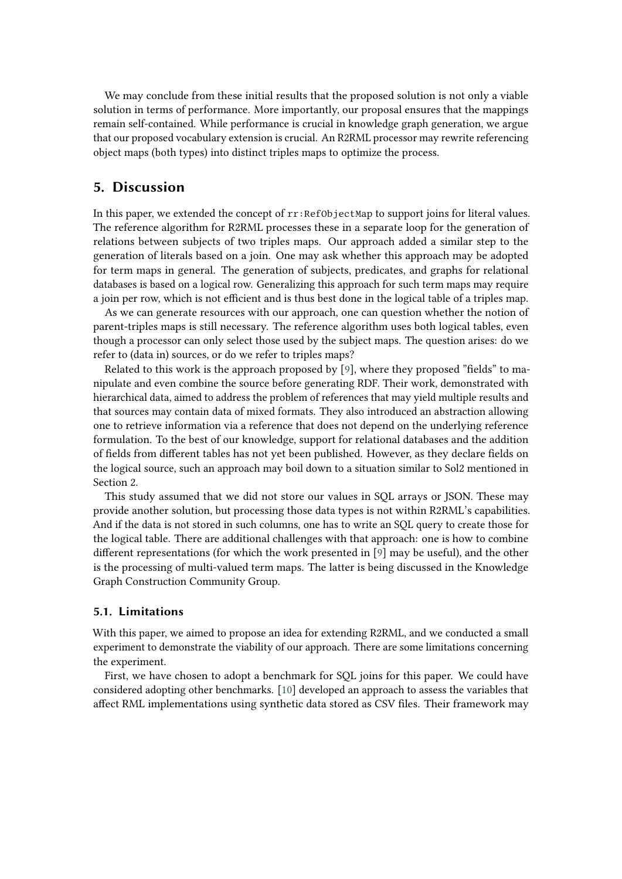We may conclude from these initial results that the proposed solution is not only a viable solution in terms of performance. More importantly, our proposal ensures that the mappings remain self-contained. While performance is crucial in knowledge graph generation, we argue that our proposed vocabulary extension is crucial. An R2RML processor may rewrite referencing object maps (both types) into distinct triples maps to optimize the process.

## 5. Discussion

In this paper, we extended the concept of `rr:RefObjectMap` to support joins for literal values. The reference algorithm for R2RML processes these in a separate loop for the generation of relations between subjects of two triples maps. Our approach added a similar step to the generation of literals based on a join. One may ask whether this approach may be adopted for term maps in general. The generation of subjects, predicates, and graphs for relational databases is based on a logical row. Generalizing this approach for such term maps may require a join per row, which is not efficient and is thus best done in the logical table of a triples map.

As we can generate resources with our approach, one can question whether the notion of parent-triples maps is still necessary. The reference algorithm uses both logical tables, even though a processor can only select those used by the subject maps. The question arises: do we refer to (data in) sources, or do we refer to triples maps?

Related to this work is the approach proposed by [9], where they proposed "fields" to manipulate and even combine the source before generating RDF. Their work, demonstrated with hierarchical data, aimed to address the problem of references that may yield multiple results and that sources may contain data of mixed formats. They also introduced an abstraction allowing one to retrieve information via a reference that does not depend on the underlying reference formulation. To the best of our knowledge, support for relational databases and the addition of fields from different tables has not yet been published. However, as they declare fields on the logical source, such an approach may boil down to a situation similar to Sol2 mentioned in Section 2.

This study assumed that we did not store our values in SQL arrays or JSON. These may provide another solution, but processing those data types is not within R2RML's capabilities. And if the data is not stored in such columns, one has to write an SQL query to create those for the logical table. There are additional challenges with that approach: one is how to combine different representations (for which the work presented in [9] may be useful), and the other is the processing of multi-valued term maps. The latter is being discussed in the Knowledge Graph Construction Community Group.

### 5.1. Limitations

With this paper, we aimed to propose an idea for extending R2RML, and we conducted a small experiment to demonstrate the viability of our approach. There are some limitations concerning the experiment.

First, we have chosen to adopt a benchmark for SQL joins for this paper. We could have considered adopting other benchmarks. [10] developed an approach to assess the variables that affect RML implementations using synthetic data stored as CSV files. Their framework may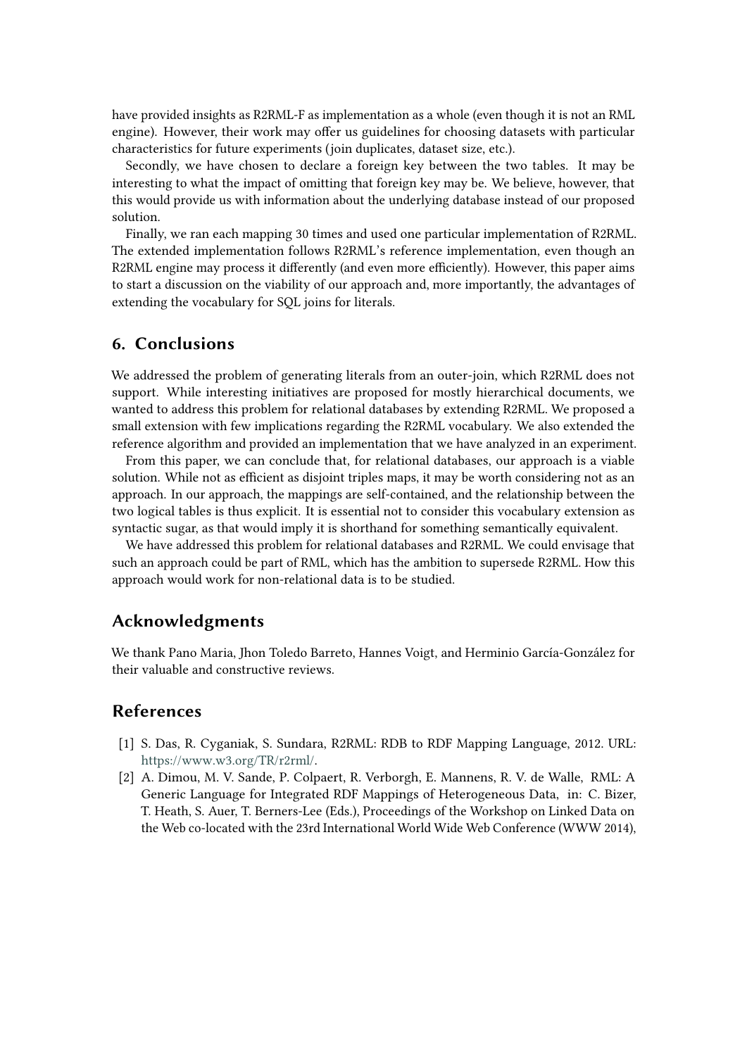have provided insights as R2RML-F as implementation as a whole (even though it is not an RML engine). However, their work may offer us guidelines for choosing datasets with particular characteristics for future experiments (join duplicates, dataset size, etc.).

Secondly, we have chosen to declare a foreign key between the two tables. It may be interesting to what the impact of omitting that foreign key may be. We believe, however, that this would provide us with information about the underlying database instead of our proposed solution.

Finally, we ran each mapping 30 times and used one particular implementation of R2RML. The extended implementation follows R2RML's reference implementation, even though an R2RML engine may process it differently (and even more efficiently). However, this paper aims to start a discussion on the viability of our approach and, more importantly, the advantages of extending the vocabulary for SQL joins for literals.

## 6. Conclusions

We addressed the problem of generating literals from an outer-join, which R2RML does not support. While interesting initiatives are proposed for mostly hierarchical documents, we wanted to address this problem for relational databases by extending R2RML. We proposed a small extension with few implications regarding the R2RML vocabulary. We also extended the reference algorithm and provided an implementation that we have analyzed in an experiment.

From this paper, we can conclude that, for relational databases, our approach is a viable solution. While not as efficient as disjoint triples maps, it may be worth considering not as an approach. In our approach, the mappings are self-contained, and the relationship between the two logical tables is thus explicit. It is essential not to consider this vocabulary extension as syntactic sugar, as that would imply it is shorthand for something semantically equivalent.

We have addressed this problem for relational databases and R2RML. We could envisage that such an approach could be part of RML, which has the ambition to supersede R2RML. How this approach would work for non-relational data is to be studied.

## Acknowledgments

We thank Pano Maria, Jhon Toledo Barreto, Hannes Voigt, and Herminio García-González for their valuable and constructive reviews.

## References

[1] S. Das, R. Cyganiak, S. Sundara, R2RML: RDB to RDF Mapping Language, 2012. URL: https://www.w3.org/TR/r2rml/.

[2] A. Dimou, M. V. Sande, P. Colpaert, R. Verborgh, E. Mannens, R. V. de Walle, RML: A Generic Language for Integrated RDF Mappings of Heterogeneous Data, in: C. Bizer, T. Heath, S. Auer, T. Berners-Lee (Eds.), Proceedings of the Workshop on Linked Data on the Web co-located with the 23rd International World Wide Web Conference (WWW 2014),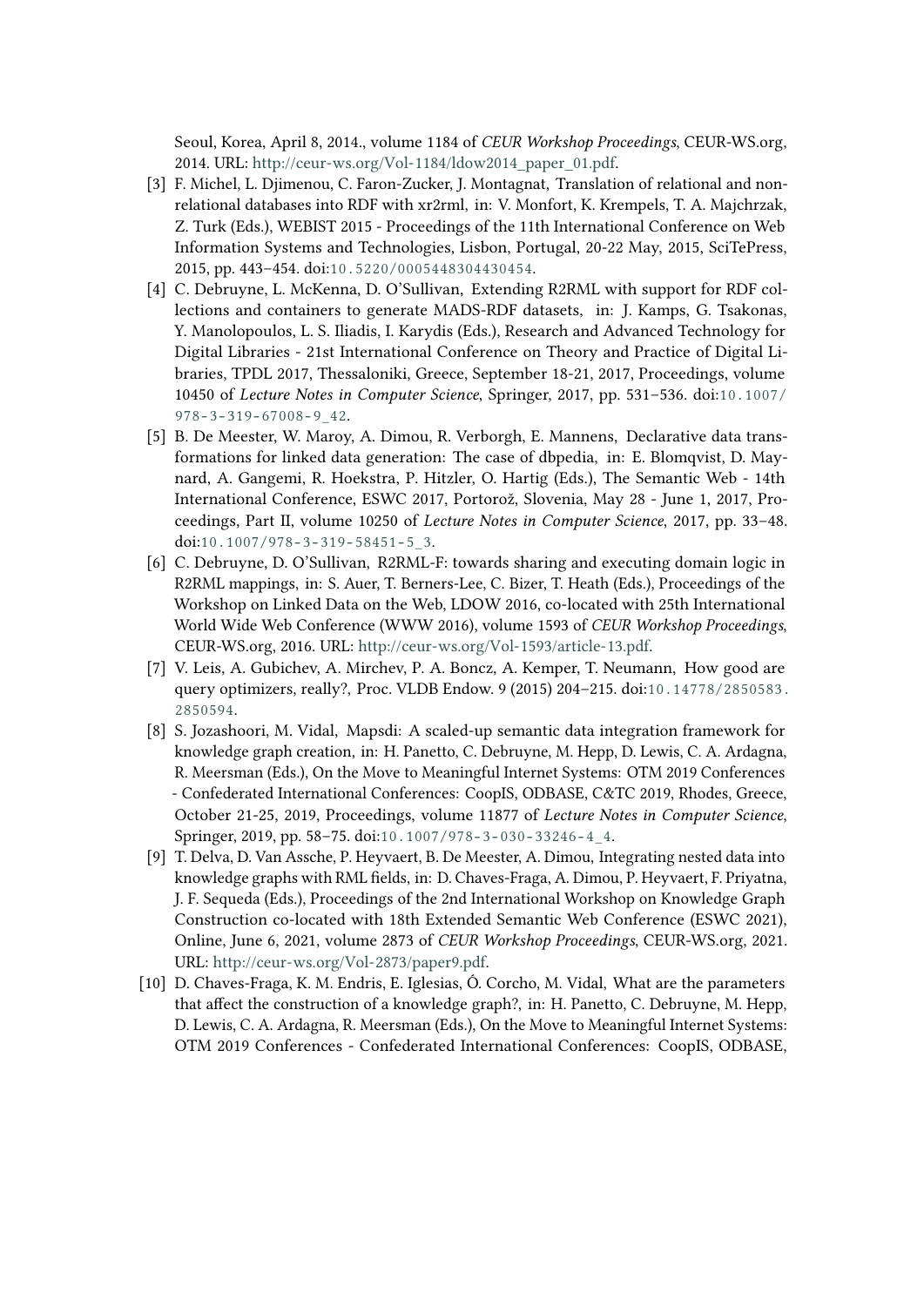Seoul, Korea, April 8, 2014., volume 1184 of *CEUR Workshop Proceedings*, CEUR-WS.org, 2014. URL: http://ceur-ws.org/Vol-1184/ldow2014_paper_01.pdf.

[3] F. Michel, L. Djimenou, C. Faron-Zucker, J. Montagnat, Translation of relational and non-relational databases into RDF with xr2rml, in: V. Monfort, K. Krempels, T. A. Majchrzak, Z. Turk (Eds.), WEBIST 2015 - Proceedings of the 11th International Conference on Web Information Systems and Technologies, Lisbon, Portugal, 20-22 May, 2015, SciTePress, 2015, pp. 443–454. doi:10.5220/0005448304430454.

[4] C. Debruyne, L. McKenna, D. O'Sullivan, Extending R2RML with support for RDF collections and containers to generate MADS-RDF datasets, in: J. Kamps, G. Tsakonas, Y. Manolopoulos, L. S. Iliadis, I. Karydis (Eds.), Research and Advanced Technology for Digital Libraries - 21st International Conference on Theory and Practice of Digital Libraries, TPDL 2017, Thessaloniki, Greece, September 18-21, 2017, Proceedings, volume 10450 of *Lecture Notes in Computer Science*, Springer, 2017, pp. 531–536. doi:10.1007/978-3-319-67008-9_42.

[5] B. De Meester, W. Maroy, A. Dimou, R. Verborgh, E. Mannens, Declarative data transformations for linked data generation: The case of dbpedia, in: E. Blomqvist, D. Maynard, A. Gangemi, R. Hoekstra, P. Hitzler, O. Hartig (Eds.), The Semantic Web - 14th International Conference, ESWC 2017, Portorož, Slovenia, May 28 - June 1, 2017, Proceedings, Part II, volume 10250 of *Lecture Notes in Computer Science*, 2017, pp. 33–48. doi:10.1007/978-3-319-58451-5_3.

[6] C. Debruyne, D. O'Sullivan, R2RML-F: towards sharing and executing domain logic in R2RML mappings, in: S. Auer, T. Berners-Lee, C. Bizer, T. Heath (Eds.), Proceedings of the Workshop on Linked Data on the Web, LDOW 2016, co-located with 25th International World Wide Web Conference (WWW 2016), volume 1593 of *CEUR Workshop Proceedings*, CEUR-WS.org, 2016. URL: http://ceur-ws.org/Vol-1593/article-13.pdf.

[7] V. Leis, A. Gubichev, A. Mirchev, P. A. Boncz, A. Kemper, T. Neumann, How good are query optimizers, really?, Proc. VLDB Endow. 9 (2015) 204–215. doi:10.14778/2850583.2850594.

[8] S. Jozashoori, M. Vidal, Mapsdi: A scaled-up semantic data integration framework for knowledge graph creation, in: H. Panetto, C. Debruyne, M. Hepp, D. Lewis, C. A. Ardagna, R. Meersman (Eds.), On the Move to Meaningful Internet Systems: OTM 2019 Conferences - Confederated International Conferences: CoopIS, ODBASE, C&TC 2019, Rhodes, Greece, October 21-25, 2019, Proceedings, volume 11877 of *Lecture Notes in Computer Science*, Springer, 2019, pp. 58–75. doi:10.1007/978-3-030-33246-4_4.

[9] T. Delva, D. Van Assche, P. Heyvaert, B. De Meester, A. Dimou, Integrating nested data into knowledge graphs with RML fields, in: D. Chaves-Fraga, A. Dimou, P. Heyvaert, F. Priyatna, J. F. Sequeda (Eds.), Proceedings of the 2nd International Workshop on Knowledge Graph Construction co-located with 18th Extended Semantic Web Conference (ESWC 2021), Online, June 6, 2021, volume 2873 of *CEUR Workshop Proceedings*, CEUR-WS.org, 2021. URL: http://ceur-ws.org/Vol-2873/paper9.pdf.

[10] D. Chaves-Fraga, K. M. Endris, E. Iglesias, Ó. Corcho, M. Vidal, What are the parameters that affect the construction of a knowledge graph?, in: H. Panetto, C. Debruyne, M. Hepp, D. Lewis, C. A. Ardagna, R. Meersman (Eds.), On the Move to Meaningful Internet Systems: OTM 2019 Conferences - Confederated International Conferences: CoopIS, ODBASE,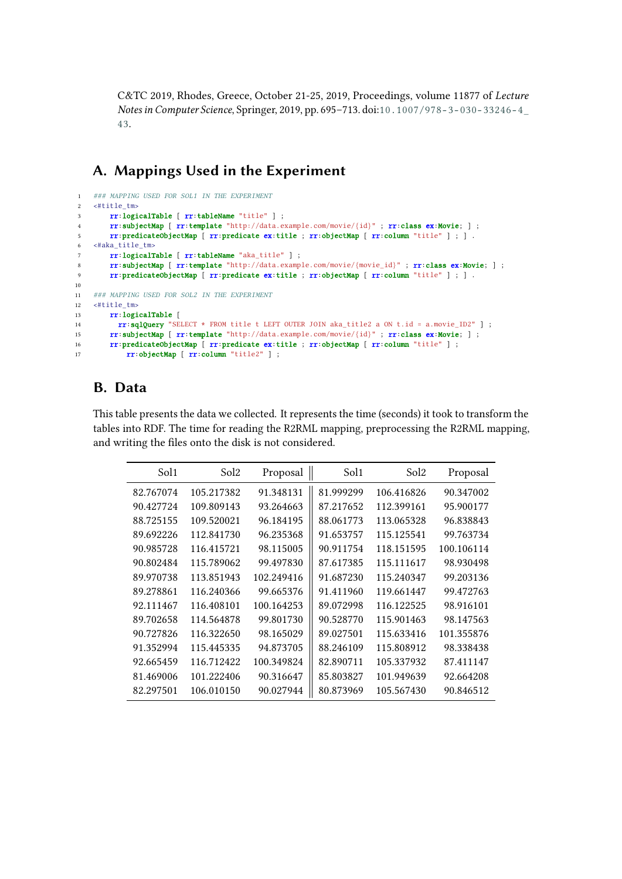C&TC 2019, Rhodes, Greece, October 21-25, 2019, Proceedings, volume 11877 of *Lecture Notes in Computer Science*, Springer, 2019, pp. 695–713. doi:10.1007/978-3-030-33246-4_43.

## A. Mappings Used in the Experiment

```
### MAPPING USED FOR SOL1 IN THE EXPERIMENT
<#title_tm>
    rr:logicalTable [ rr:tableName "title" ] ;
    rr:subjectMap [ rr:template "http://data.example.com/movie/{id}" ; rr:class ex:Movie; ] ;
    rr:predicateObjectMap [ rr:predicate ex:title ; rr:objectMap [ rr:column "title" ] ; ] .
<#aka_title_tm>
    rr:logicalTable [ rr:tableName "aka_title" ] ;
    rr:subjectMap [ rr:template "http://data.example.com/movie/{movie_id}" ; rr:class ex:Movie; ] ;
    rr:predicateObjectMap [ rr:predicate ex:title ; rr:objectMap [ rr:column "title" ] ; ] .

### MAPPING USED FOR SOL2 IN THE EXPERIMENT
<#title_tm>
    rr:logicalTable [
      rr:sqlQuery "SELECT * FROM title t LEFT OUTER JOIN aka_title2 a ON t.id = a.movie_ID2" ] ;
    rr:subjectMap [ rr:template "http://data.example.com/movie/{id}" ; rr:class ex:Movie; ] ;
    rr:predicateObjectMap [ rr:predicate ex:title ; rr:objectMap [ rr:column "title" ] ;
        rr:objectMap [ rr:column "title2" ] ;
```

## B. Data

This table presents the data we collected. It represents the time (seconds) it took to transform the tables into RDF. The time for reading the R2RML mapping, preprocessing the R2RML mapping, and writing the files onto the disk is not considered.

| Sol1 | Sol2 | Proposal | Sol1 | Sol2 | Proposal |
|---|---|---|---|---|---|
| 82.767074 | 105.217382 | 91.348131 | 81.999299 | 106.416826 | 90.347002 |
| 90.427724 | 109.809143 | 93.264663 | 87.217652 | 112.399161 | 95.900177 |
| 88.725155 | 109.520021 | 96.184195 | 88.061773 | 113.065328 | 96.838843 |
| 89.692226 | 112.841730 | 96.235368 | 91.653757 | 115.125541 | 99.763734 |
| 90.985728 | 116.415721 | 98.115005 | 90.911754 | 118.151595 | 100.106114 |
| 90.802484 | 115.789062 | 99.497830 | 87.617385 | 115.111617 | 98.930498 |
| 89.970738 | 113.851943 | 102.249416 | 91.687230 | 115.240347 | 99.203136 |
| 89.278861 | 116.240366 | 99.665376 | 91.411960 | 119.661447 | 99.472763 |
| 92.111467 | 116.408101 | 100.164253 | 89.072998 | 116.122525 | 98.916101 |
| 89.702658 | 114.564878 | 99.801730 | 90.528770 | 115.901463 | 98.147563 |
| 90.727826 | 116.322650 | 98.165029 | 89.027501 | 115.633416 | 101.355876 |
| 91.352994 | 115.445335 | 94.873705 | 88.246109 | 115.808912 | 98.338438 |
| 92.665459 | 116.712422 | 100.349824 | 82.890711 | 105.337932 | 87.411147 |
| 81.469006 | 101.222406 | 90.316647 | 85.803827 | 101.949639 | 92.664208 |
| 82.297501 | 106.010150 | 90.027944 | 80.873969 | 105.567430 | 90.846512 |